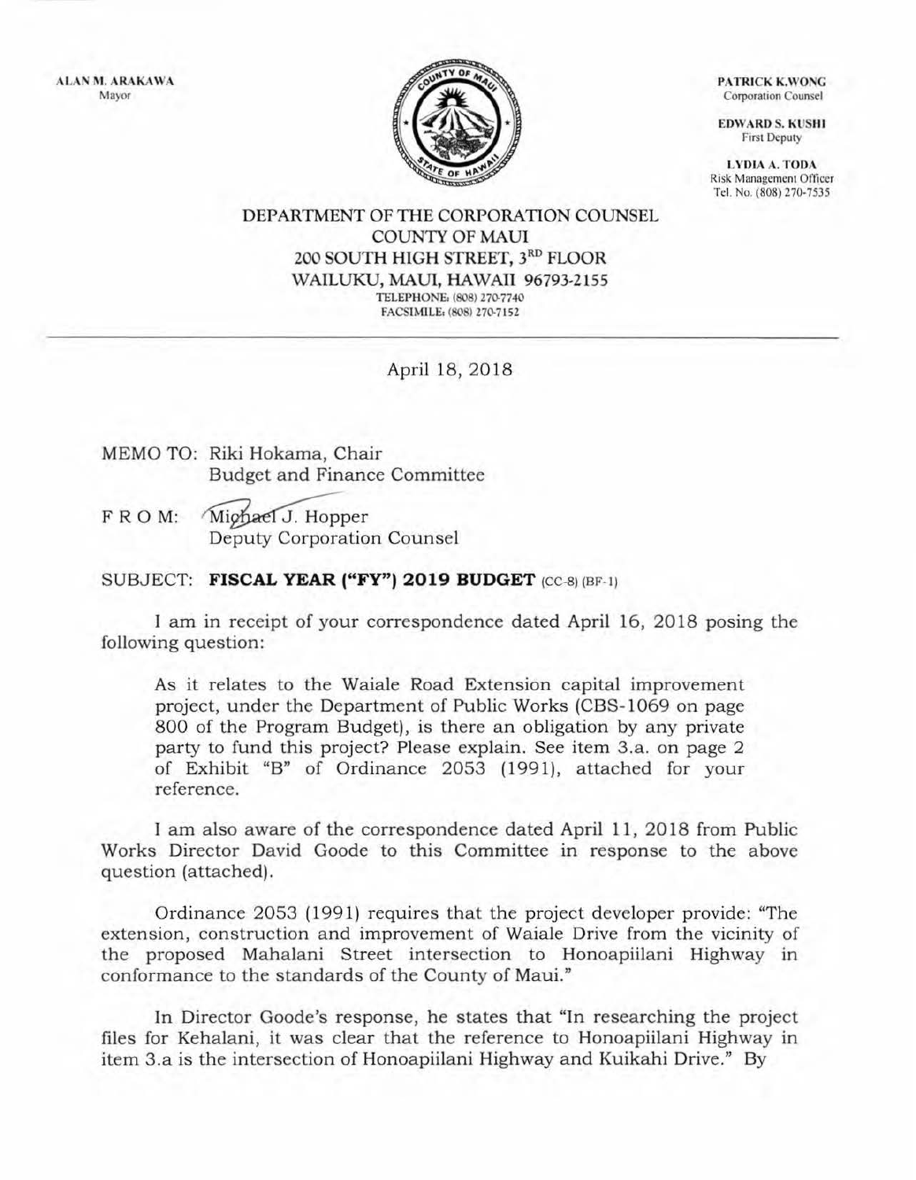ALAN M. ARAKAWA
Mayor

PATRICK K.WONG
Corporation Counsel

EDWARD S. KUSHI
First Deputy

LYDIA A. TODA
Risk Management Officer
Tel. No. (808) 270-7535

DEPARTMENT OF THE CORPORATION COUNSEL
COUNTY OF MAUI
200 SOUTH HIGH STREET, 3RD FLOOR
WAILUKU, MAUI, HAWAII 96793-2155
TELEPHONE: (808) 270-7740
FACSIMILE: (808) 270-7152

April 18, 2018

MEMO TO: Riki Hokama, Chair
Budget and Finance Committee

F R O M: Michael J. Hopper
Deputy Corporation Counsel

SUBJECT: **FISCAL YEAR ("FY") 2019 BUDGET** (CC-8) (BF-1)

I am in receipt of your correspondence dated April 16, 2018 posing the following question:

> As it relates to the Waiale Road Extension capital improvement project, under the Department of Public Works (CBS-1069 on page 800 of the Program Budget), is there an obligation by any private party to fund this project? Please explain. See item 3.a. on page 2 of Exhibit "B" of Ordinance 2053 (1991), attached for your reference.

I am also aware of the correspondence dated April 11, 2018 from Public Works Director David Goode to this Committee in response to the above question (attached).

Ordinance 2053 (1991) requires that the project developer provide: "The extension, construction and improvement of Waiale Drive from the vicinity of the proposed Mahalani Street intersection to Honoapiilani Highway in conformance to the standards of the County of Maui."

In Director Goode's response, he states that "In researching the project files for Kehalani, it was clear that the reference to Honoapiilani Highway in item 3.a is the intersection of Honoapiilani Highway and Kuikahi Drive." By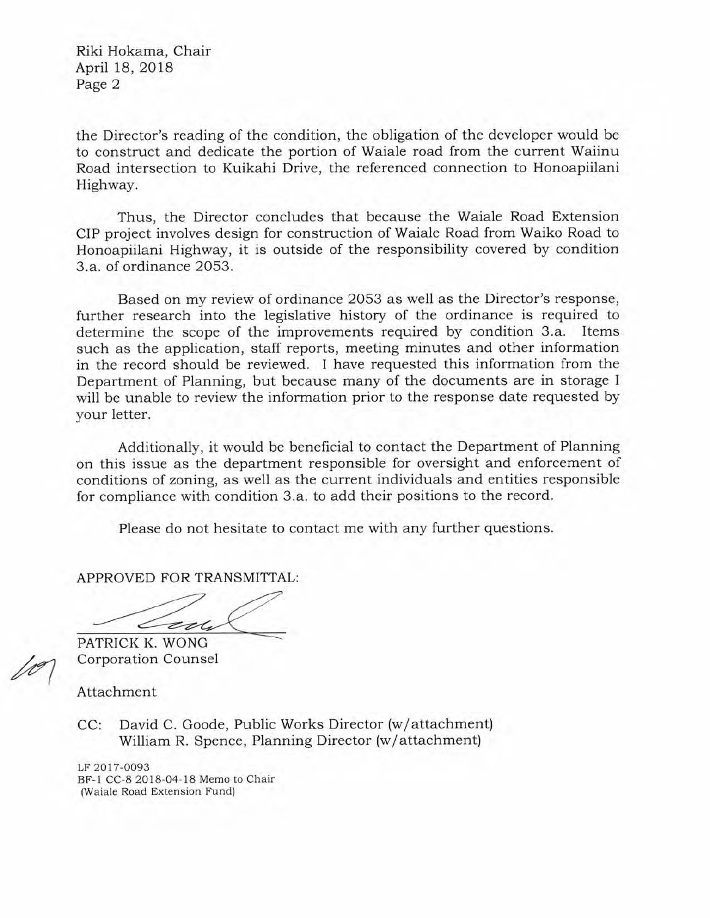the Director's reading of the condition, the obligation of the developer would be to construct and dedicate the portion of Waiale road from the current Waiinu Road intersection to Kuikahi Drive, the referenced connection to Honoapiilani Highway.

Thus, the Director concludes that because the Waiale Road Extension CIP project involves design for construction of Waiale Road from Waiko Road to Honoapiilani Highway, it is outside of the responsibility covered by condition 3.a. of ordinance 2053.

Based on my review of ordinance 2053 as well as the Director's response, further research into the legislative history of the ordinance is required to determine the scope of the improvements required by condition 3.a. Items such as the application, staff reports, meeting minutes and other information in the record should be reviewed. I have requested this information from the Department of Planning, but because many of the documents are in storage I will be unable to review the information prior to the response date requested by your letter.

Additionally, it would be beneficial to contact the Department of Planning on this issue as the department responsible for oversight and enforcement of conditions of zoning, as well as the current individuals and entities responsible for compliance with condition 3.a. to add their positions to the record.

Please do not hesitate to contact me with any further questions.

APPROVED FOR TRANSMITTAL:

PATRICK K. WONG
Corporation Counsel

Attachment

CC: David C. Goode, Public Works Director (w/attachment)
William R. Spence, Planning Director (w/attachment)

LF 2017-0093
BF-1 CC-8 2018-04-18 Memo to Chair
(Waiale Road Extension Fund)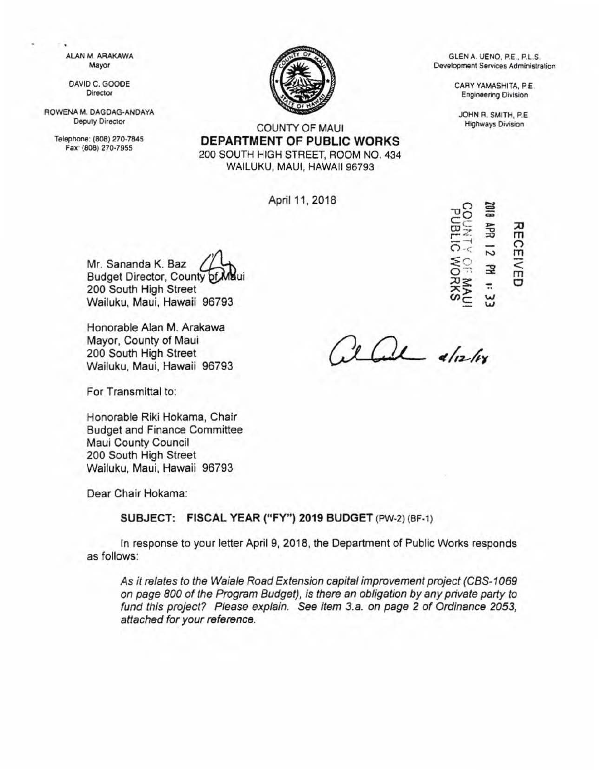ALAN M. ARAKAWA
Mayor

DAVID C. GOODE
Director

ROWENA M. DAGDAG-ANDAYA
Deputy Director

Telephone: (808) 270-7845
Fax: (808) 270-7955

GLEN A. UENO, P.E., P.L.S.
Development Services Administration

CARY YAMASHITA, P.E.
Engineering Division

JOHN R. SMITH, P.E.
Highways Division

COUNTY OF MAUI
**DEPARTMENT OF PUBLIC WORKS**
200 SOUTH HIGH STREET, ROOM NO. 434
WAILUKU, MAUI, HAWAII 96793

April 11, 2018

RECEIVED
2018 APR 12 PM 1:33
COUNTY OF MAUI
PUBLIC WORKS

Mr. Sananda K. Baz
Budget Director, County of Maui
200 South High Street
Wailuku, Maui, Hawaii 96793

Honorable Alan M. Arakawa
Mayor, County of Maui
200 South High Street
Wailuku, Maui, Hawaii 96793

For Transmittal to:

Honorable Riki Hokama, Chair
Budget and Finance Committee
Maui County Council
200 South High Street
Wailuku, Maui, Hawaii 96793

Dear Chair Hokama:

**SUBJECT: FISCAL YEAR ("FY") 2019 BUDGET** (PW-2) (BF-1)

In response to your letter April 9, 2018, the Department of Public Works responds as follows:

*As it relates to the Waiale Road Extension capital improvement project (CBS-1069 on page 800 of the Program Budget), is there an obligation by any private party to fund this project? Please explain. See item 3.a. on page 2 of Ordinance 2053, attached for your reference.*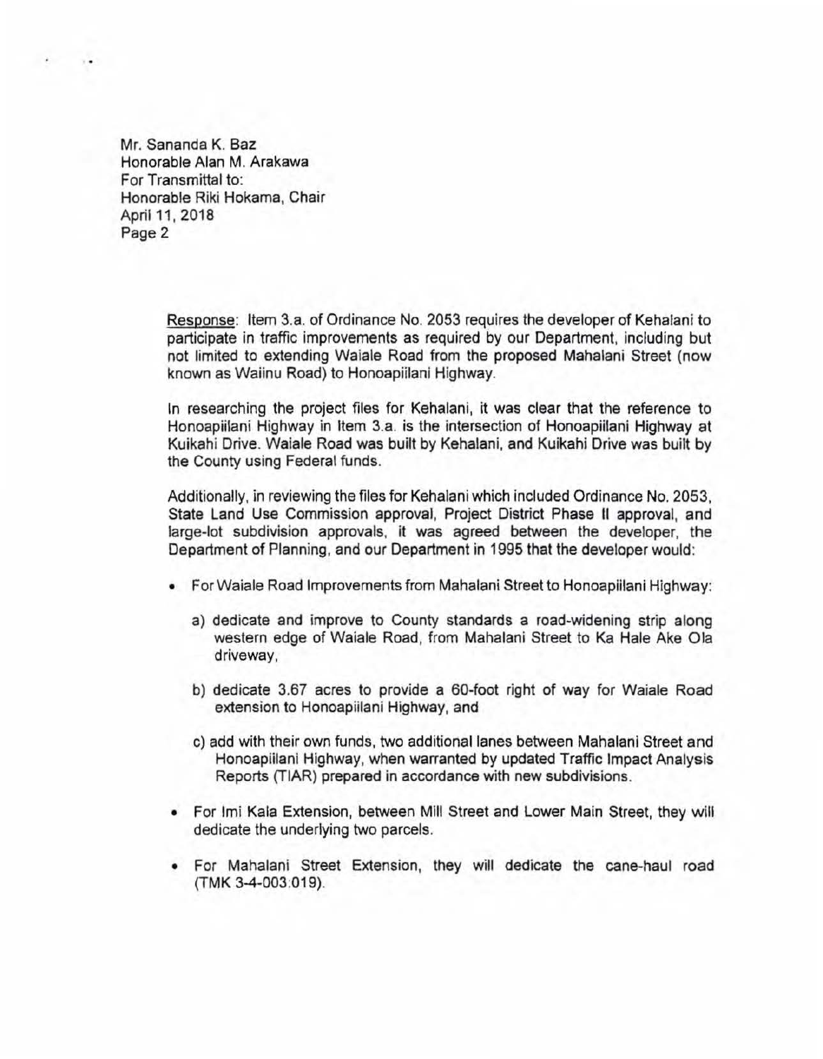Mr. Sananda K. Baz
Honorable Alan M. Arakawa
For Transmittal to:
Honorable Riki Hokama, Chair
April 11, 2018

Response: Item 3.a. of Ordinance No. 2053 requires the developer of Kehalani to participate in traffic improvements as required by our Department, including but not limited to extending Waiale Road from the proposed Mahalani Street (now known as Waiinu Road) to Honoapiilani Highway.

In researching the project files for Kehalani, it was clear that the reference to Honoapiilani Highway in Item 3.a. is the intersection of Honoapiilani Highway at Kuikahi Drive. Waiale Road was built by Kehalani, and Kuikahi Drive was built by the County using Federal funds.

Additionally, in reviewing the files for Kehalani which included Ordinance No. 2053, State Land Use Commission approval, Project District Phase II approval, and large-lot subdivision approvals, it was agreed between the developer, the Department of Planning, and our Department in 1995 that the developer would:

- For Waiale Road Improvements from Mahalani Street to Honoapiilani Highway:
    - a) dedicate and improve to County standards a road-widening strip along western edge of Waiale Road, from Mahalani Street to Ka Hale Ake Ola driveway,
    - b) dedicate 3.67 acres to provide a 60-foot right of way for Waiale Road extension to Honoapiilani Highway, and
    - c) add with their own funds, two additional lanes between Mahalani Street and Honoapiilani Highway, when warranted by updated Traffic Impact Analysis Reports (TIAR) prepared in accordance with new subdivisions.
- For Imi Kala Extension, between Mill Street and Lower Main Street, they will dedicate the underlying two parcels.
- For Mahalani Street Extension, they will dedicate the cane-haul road (TMK 3-4-003:019).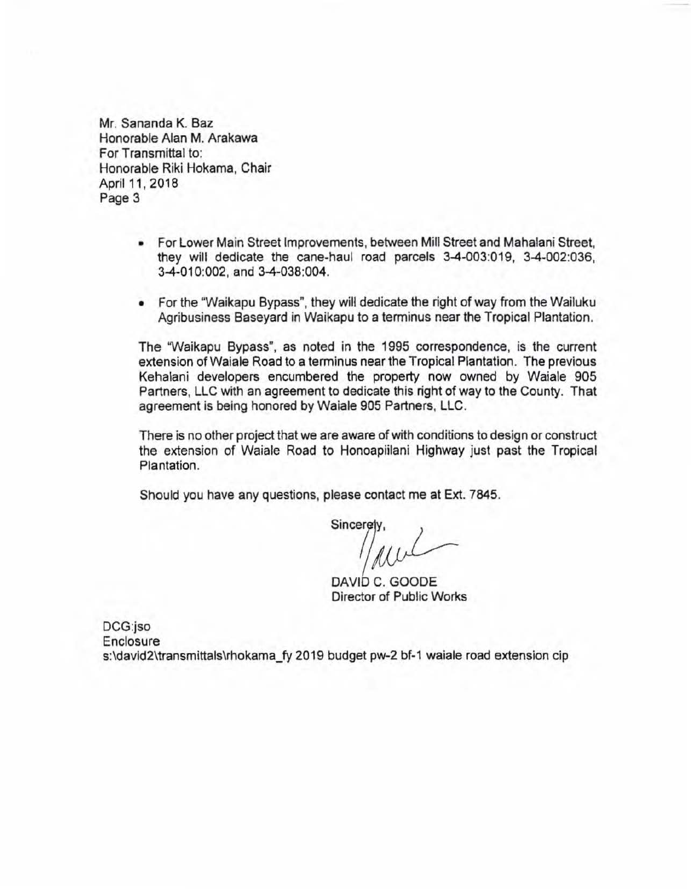Mr. Sananda K. Baz
Honorable Alan M. Arakawa
For Transmittal to:
Honorable Riki Hokama, Chair
April 11, 2018
Page 3

- For Lower Main Street Improvements, between Mill Street and Mahalani Street, they will dedicate the cane-haul road parcels 3-4-003:019, 3-4-002:036, 3-4-010:002, and 3-4-038:004.
- For the "Waikapu Bypass", they will dedicate the right of way from the Wailuku Agribusiness Baseyard in Waikapu to a terminus near the Tropical Plantation.

The "Waikapu Bypass", as noted in the 1995 correspondence, is the current extension of Waiale Road to a terminus near the Tropical Plantation. The previous Kehalani developers encumbered the property now owned by Waiale 905 Partners, LLC with an agreement to dedicate this right of way to the County. That agreement is being honored by Waiale 905 Partners, LLC.

There is no other project that we are aware of with conditions to design or construct the extension of Waiale Road to Honoapiilani Highway just past the Tropical Plantation.

Should you have any questions, please contact me at Ext. 7845.

Sincerely,

DAVID C. GOODE
Director of Public Works

DCG:jso
Enclosure
s:\david2\transmittals\rhokama_fy 2019 budget pw-2 bf-1 waiale road extension cip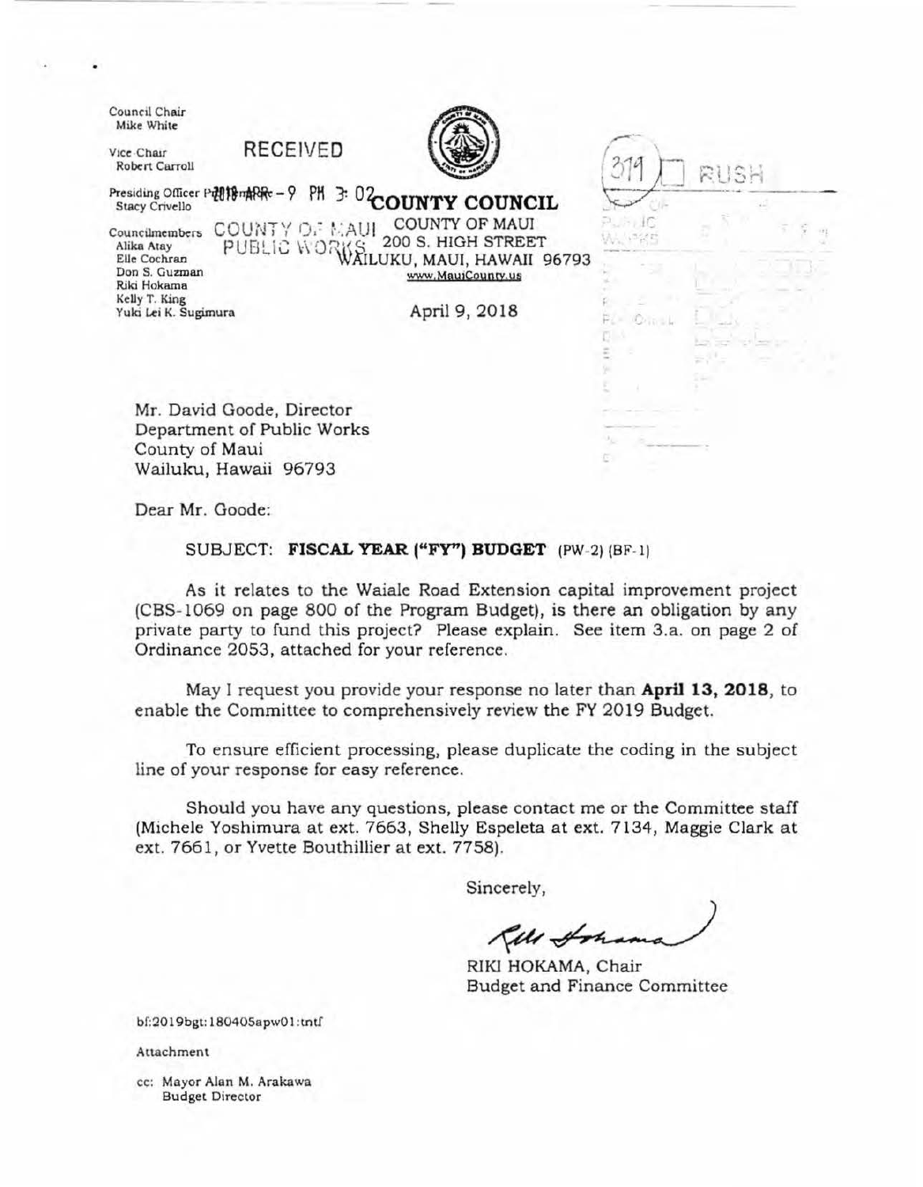Council Chair
Mike White

Vice-Chair
Robert Carroll

Presiding Officer Pro Tempore
Stacy Crivello

Councilmembers
Alika Atay
Elle Cochran
Don S. Guzman
Riki Hokama
Kelly T. King
Yuki Lei K. Sugimura

RECEIVED

2018 APR -9 PM 3: 02

COUNTY OF MAUI
PUBLIC WORKS

**COUNTY COUNCIL**

COUNTY OF MAUI
200 S. HIGH STREET
WAILUKU, MAUI, HAWAII 96793
www.MauiCounty.us

April 9, 2018

319 RUSH

Mr. David Goode, Director
Department of Public Works
County of Maui
Wailuku, Hawaii 96793

Dear Mr. Goode:

SUBJECT: **FISCAL YEAR ("FY") BUDGET** (PW-2) (BF-1)

As it relates to the Waiale Road Extension capital improvement project (CBS-1069 on page 800 of the Program Budget), is there an obligation by any private party to fund this project? Please explain. See item 3.a. on page 2 of Ordinance 2053, attached for your reference.

May I request you provide your response no later than **April 13, 2018**, to enable the Committee to comprehensively review the FY 2019 Budget.

To ensure efficient processing, please duplicate the coding in the subject line of your response for easy reference.

Should you have any questions, please contact me or the Committee staff (Michele Yoshimura at ext. 7663, Shelly Espeleta at ext. 7134, Maggie Clark at ext. 7661, or Yvette Bouthillier at ext. 7758).

Sincerely,

RIKI HOKAMA, Chair
Budget and Finance Committee

bf:2019bgt:180405apw01:tntf

Attachment

cc: Mayor Alan M. Arakawa
Budget Director